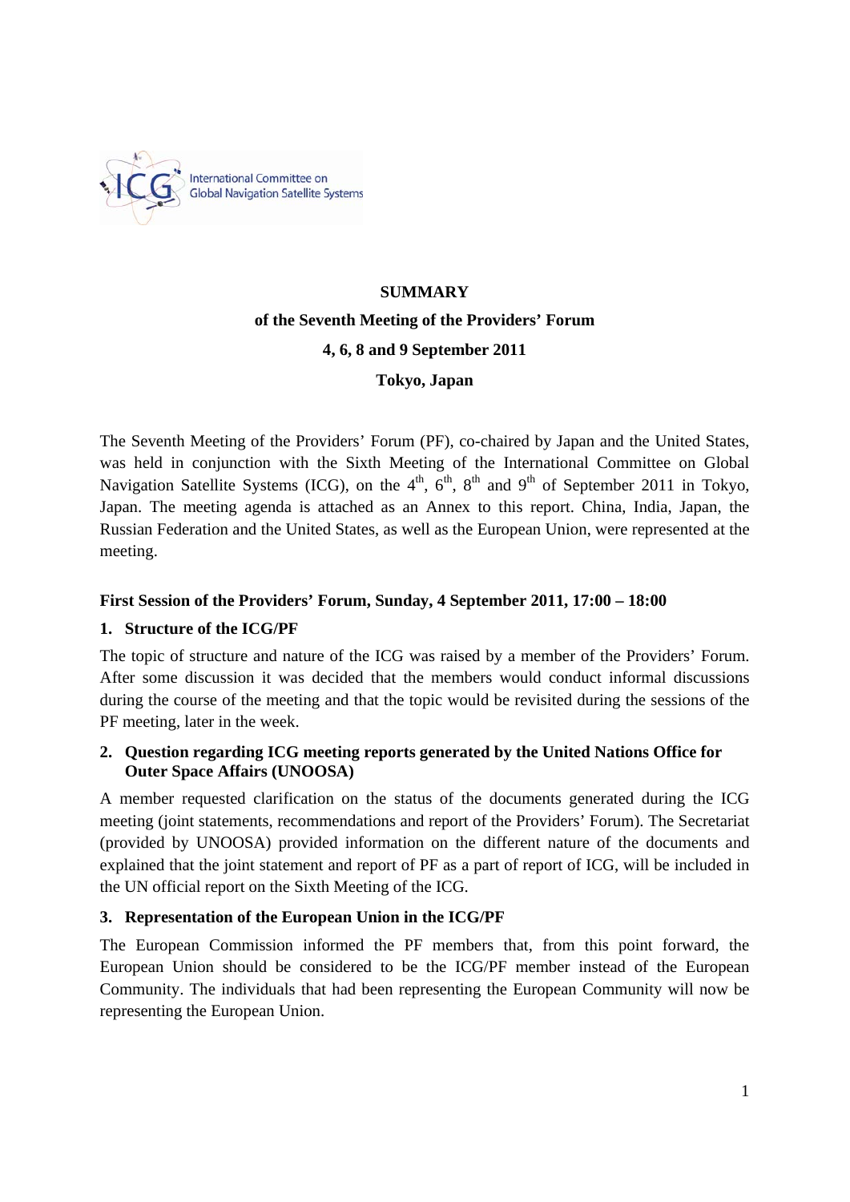**SUMMARY**

**of the Seventh Meeting of the Providers' Forum**

**4, 6, 8 and 9 September 2011**

**Tokyo, Japan**

The Seventh Meeting of the Providers' Forum (PF), co-chaired by Japan and the United States, was held in conjunction with the Sixth Meeting of the International Committee on Global Navigation Satellite Systems (ICG), on the 4th, 6th, 8th and 9th of September 2011 in Tokyo, Japan. The meeting agenda is attached as an Annex to this report. China, India, Japan, the Russian Federation and the United States, as well as the European Union, were represented at the meeting.

### First Session of the Providers' Forum, Sunday, 4 September 2011, 17:00 – 18:00

#### 1. Structure of the ICG/PF

The topic of structure and nature of the ICG was raised by a member of the Providers' Forum. After some discussion it was decided that the members would conduct informal discussions during the course of the meeting and that the topic would be revisited during the sessions of the PF meeting, later in the week.

#### 2. Question regarding ICG meeting reports generated by the United Nations Office for Outer Space Affairs (UNOOSA)

A member requested clarification on the status of the documents generated during the ICG meeting (joint statements, recommendations and report of the Providers' Forum). The Secretariat (provided by UNOOSA) provided information on the different nature of the documents and explained that the joint statement and report of PF as a part of report of ICG, will be included in the UN official report on the Sixth Meeting of the ICG.

#### 3. Representation of the European Union in the ICG/PF

The European Commission informed the PF members that, from this point forward, the European Union should be considered to be the ICG/PF member instead of the European Community. The individuals that had been representing the European Community will now be representing the European Union.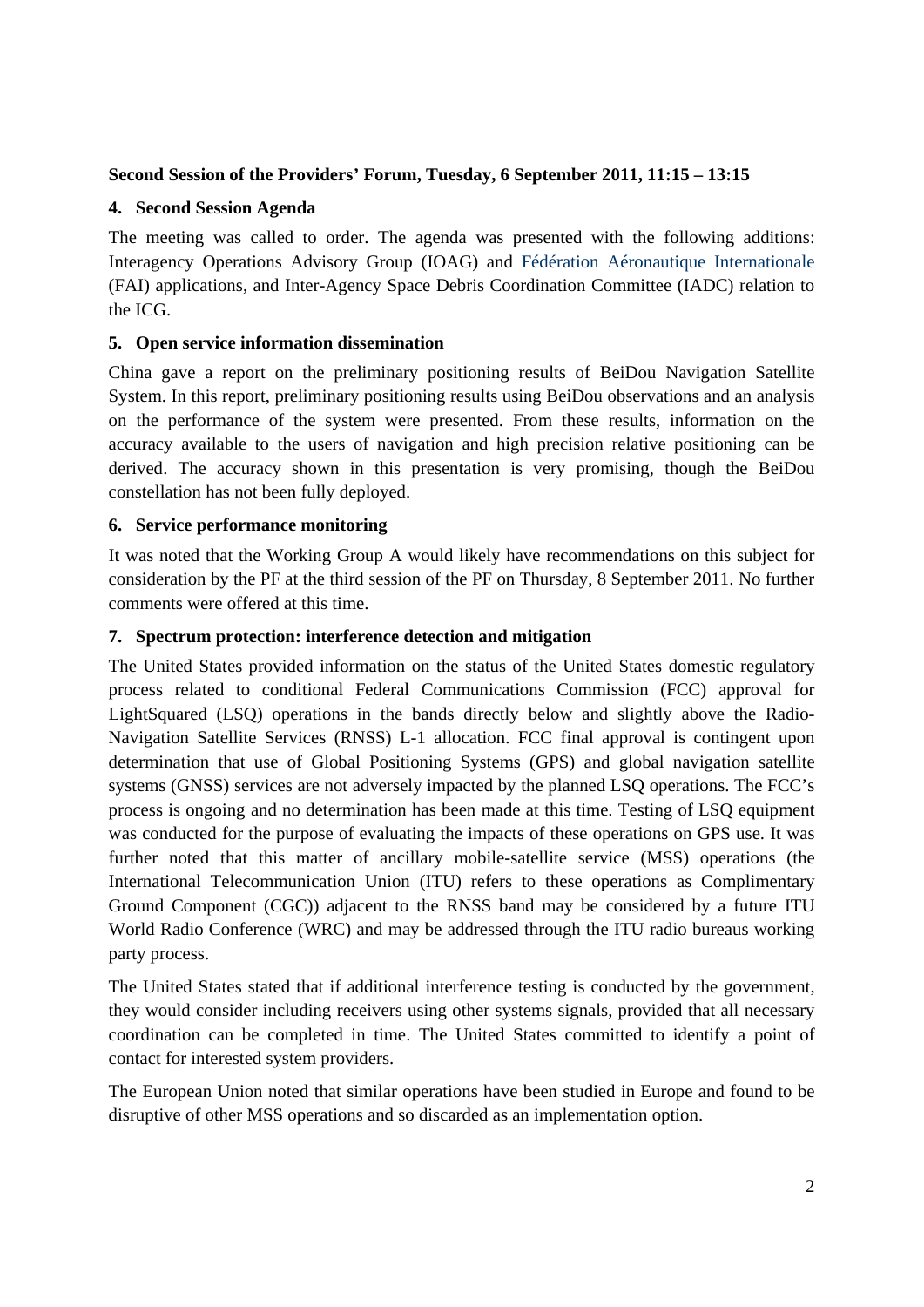**Second Session of the Providers' Forum, Tuesday, 6 September 2011, 11:15 – 13:15**

**4. Second Session Agenda**

The meeting was called to order. The agenda was presented with the following additions: Interagency Operations Advisory Group (IOAG) and Fédération Aéronautique Internationale (FAI) applications, and Inter-Agency Space Debris Coordination Committee (IADC) relation to the ICG.

**5. Open service information dissemination**

China gave a report on the preliminary positioning results of BeiDou Navigation Satellite System. In this report, preliminary positioning results using BeiDou observations and an analysis on the performance of the system were presented. From these results, information on the accuracy available to the users of navigation and high precision relative positioning can be derived. The accuracy shown in this presentation is very promising, though the BeiDou constellation has not been fully deployed.

**6. Service performance monitoring**

It was noted that the Working Group A would likely have recommendations on this subject for consideration by the PF at the third session of the PF on Thursday, 8 September 2011. No further comments were offered at this time.

**7. Spectrum protection: interference detection and mitigation**

The United States provided information on the status of the United States domestic regulatory process related to conditional Federal Communications Commission (FCC) approval for LightSquared (LSQ) operations in the bands directly below and slightly above the Radio-Navigation Satellite Services (RNSS) L-1 allocation. FCC final approval is contingent upon determination that use of Global Positioning Systems (GPS) and global navigation satellite systems (GNSS) services are not adversely impacted by the planned LSQ operations. The FCC's process is ongoing and no determination has been made at this time. Testing of LSQ equipment was conducted for the purpose of evaluating the impacts of these operations on GPS use. It was further noted that this matter of ancillary mobile-satellite service (MSS) operations (the International Telecommunication Union (ITU) refers to these operations as Complimentary Ground Component (CGC)) adjacent to the RNSS band may be considered by a future ITU World Radio Conference (WRC) and may be addressed through the ITU radio bureaus working party process.

The United States stated that if additional interference testing is conducted by the government, they would consider including receivers using other systems signals, provided that all necessary coordination can be completed in time. The United States committed to identify a point of contact for interested system providers.

The European Union noted that similar operations have been studied in Europe and found to be disruptive of other MSS operations and so discarded as an implementation option.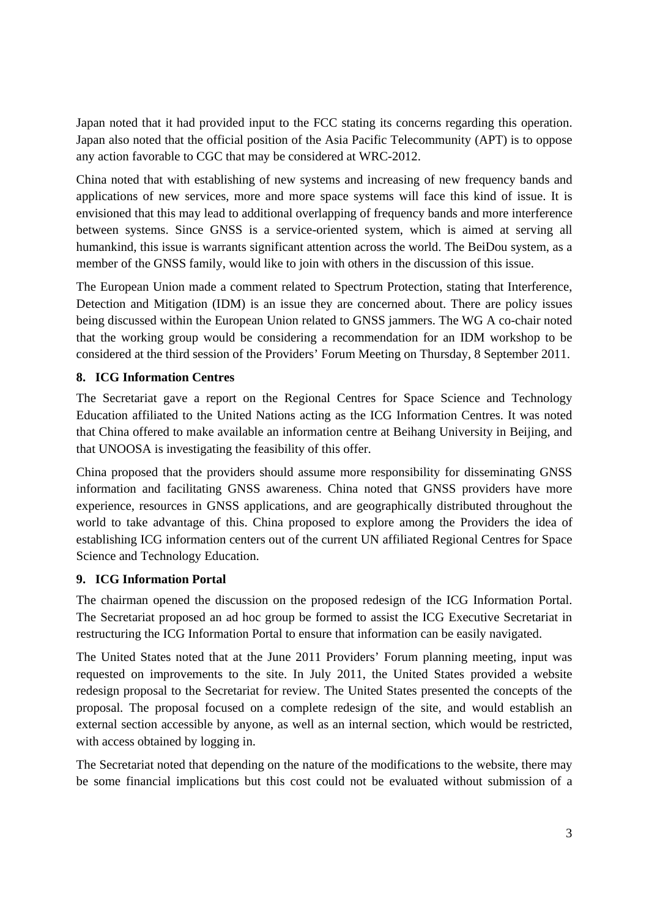Japan noted that it had provided input to the FCC stating its concerns regarding this operation. Japan also noted that the official position of the Asia Pacific Telecommunity (APT) is to oppose any action favorable to CGC that may be considered at WRC-2012.

China noted that with establishing of new systems and increasing of new frequency bands and applications of new services, more and more space systems will face this kind of issue. It is envisioned that this may lead to additional overlapping of frequency bands and more interference between systems. Since GNSS is a service-oriented system, which is aimed at serving all humankind, this issue is warrants significant attention across the world. The BeiDou system, as a member of the GNSS family, would like to join with others in the discussion of this issue.

The European Union made a comment related to Spectrum Protection, stating that Interference, Detection and Mitigation (IDM) is an issue they are concerned about. There are policy issues being discussed within the European Union related to GNSS jammers. The WG A co-chair noted that the working group would be considering a recommendation for an IDM workshop to be considered at the third session of the Providers' Forum Meeting on Thursday, 8 September 2011.

## 8. ICG Information Centres

The Secretariat gave a report on the Regional Centres for Space Science and Technology Education affiliated to the United Nations acting as the ICG Information Centres. It was noted that China offered to make available an information centre at Beihang University in Beijing, and that UNOOSA is investigating the feasibility of this offer.

China proposed that the providers should assume more responsibility for disseminating GNSS information and facilitating GNSS awareness. China noted that GNSS providers have more experience, resources in GNSS applications, and are geographically distributed throughout the world to take advantage of this. China proposed to explore among the Providers the idea of establishing ICG information centers out of the current UN affiliated Regional Centres for Space Science and Technology Education.

## 9. ICG Information Portal

The chairman opened the discussion on the proposed redesign of the ICG Information Portal. The Secretariat proposed an ad hoc group be formed to assist the ICG Executive Secretariat in restructuring the ICG Information Portal to ensure that information can be easily navigated.

The United States noted that at the June 2011 Providers' Forum planning meeting, input was requested on improvements to the site. In July 2011, the United States provided a website redesign proposal to the Secretariat for review. The United States presented the concepts of the proposal. The proposal focused on a complete redesign of the site, and would establish an external section accessible by anyone, as well as an internal section, which would be restricted, with access obtained by logging in.

The Secretariat noted that depending on the nature of the modifications to the website, there may be some financial implications but this cost could not be evaluated without submission of a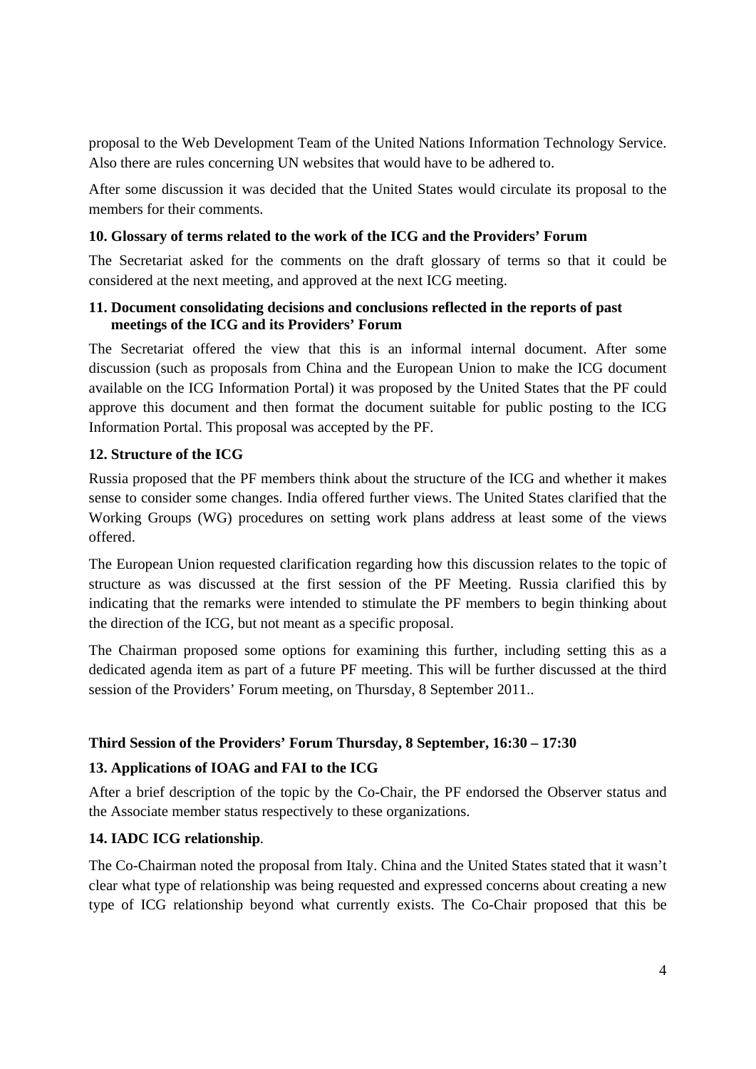proposal to the Web Development Team of the United Nations Information Technology Service. Also there are rules concerning UN websites that would have to be adhered to.

After some discussion it was decided that the United States would circulate its proposal to the members for their comments.

### 10. Glossary of terms related to the work of the ICG and the Providers' Forum

The Secretariat asked for the comments on the draft glossary of terms so that it could be considered at the next meeting, and approved at the next ICG meeting.

### 11. Document consolidating decisions and conclusions reflected in the reports of past meetings of the ICG and its Providers' Forum

The Secretariat offered the view that this is an informal internal document. After some discussion (such as proposals from China and the European Union to make the ICG document available on the ICG Information Portal) it was proposed by the United States that the PF could approve this document and then format the document suitable for public posting to the ICG Information Portal. This proposal was accepted by the PF.

### 12. Structure of the ICG

Russia proposed that the PF members think about the structure of the ICG and whether it makes sense to consider some changes. India offered further views. The United States clarified that the Working Groups (WG) procedures on setting work plans address at least some of the views offered.

The European Union requested clarification regarding how this discussion relates to the topic of structure as was discussed at the first session of the PF Meeting. Russia clarified this by indicating that the remarks were intended to stimulate the PF members to begin thinking about the direction of the ICG, but not meant as a specific proposal.

The Chairman proposed some options for examining this further, including setting this as a dedicated agenda item as part of a future PF meeting. This will be further discussed at the third session of the Providers' Forum meeting, on Thursday, 8 September 2011..

## Third Session of the Providers' Forum Thursday, 8 September, 16:30 – 17:30

### 13. Applications of IOAG and FAI to the ICG

After a brief description of the topic by the Co-Chair, the PF endorsed the Observer status and the Associate member status respectively to these organizations.

### 14. IADC ICG relationship.

The Co-Chairman noted the proposal from Italy. China and the United States stated that it wasn't clear what type of relationship was being requested and expressed concerns about creating a new type of ICG relationship beyond what currently exists. The Co-Chair proposed that this be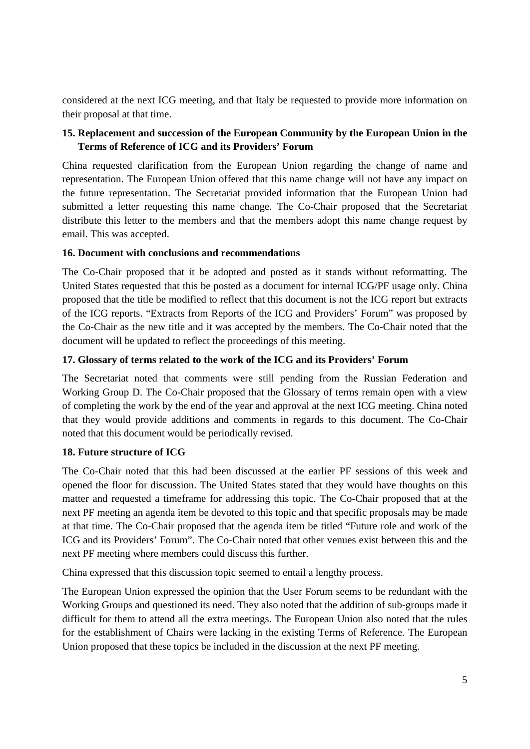considered at the next ICG meeting, and that Italy be requested to provide more information on their proposal at that time.

### 15. Replacement and succession of the European Community by the European Union in the Terms of Reference of ICG and its Providers' Forum

China requested clarification from the European Union regarding the change of name and representation. The European Union offered that this name change will not have any impact on the future representation. The Secretariat provided information that the European Union had submitted a letter requesting this name change. The Co-Chair proposed that the Secretariat distribute this letter to the members and that the members adopt this name change request by email. This was accepted.

### 16. Document with conclusions and recommendations

The Co-Chair proposed that it be adopted and posted as it stands without reformatting. The United States requested that this be posted as a document for internal ICG/PF usage only. China proposed that the title be modified to reflect that this document is not the ICG report but extracts of the ICG reports. "Extracts from Reports of the ICG and Providers' Forum" was proposed by the Co-Chair as the new title and it was accepted by the members. The Co-Chair noted that the document will be updated to reflect the proceedings of this meeting.

### 17. Glossary of terms related to the work of the ICG and its Providers' Forum

The Secretariat noted that comments were still pending from the Russian Federation and Working Group D. The Co-Chair proposed that the Glossary of terms remain open with a view of completing the work by the end of the year and approval at the next ICG meeting. China noted that they would provide additions and comments in regards to this document. The Co-Chair noted that this document would be periodically revised.

### 18. Future structure of ICG

The Co-Chair noted that this had been discussed at the earlier PF sessions of this week and opened the floor for discussion. The United States stated that they would have thoughts on this matter and requested a timeframe for addressing this topic. The Co-Chair proposed that at the next PF meeting an agenda item be devoted to this topic and that specific proposals may be made at that time. The Co-Chair proposed that the agenda item be titled "Future role and work of the ICG and its Providers' Forum". The Co-Chair noted that other venues exist between this and the next PF meeting where members could discuss this further.

China expressed that this discussion topic seemed to entail a lengthy process.

The European Union expressed the opinion that the User Forum seems to be redundant with the Working Groups and questioned its need. They also noted that the addition of sub-groups made it difficult for them to attend all the extra meetings. The European Union also noted that the rules for the establishment of Chairs were lacking in the existing Terms of Reference. The European Union proposed that these topics be included in the discussion at the next PF meeting.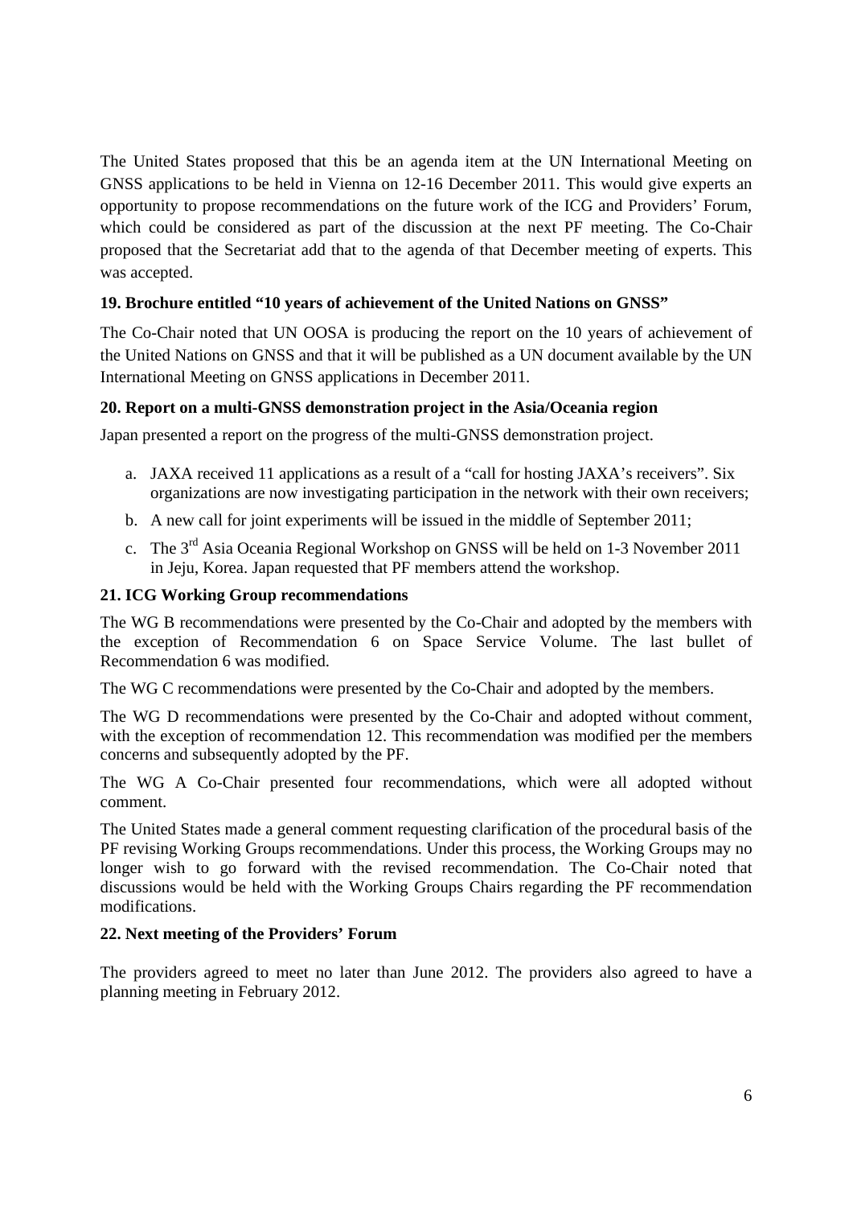The United States proposed that this be an agenda item at the UN International Meeting on GNSS applications to be held in Vienna on 12-16 December 2011. This would give experts an opportunity to propose recommendations on the future work of the ICG and Providers' Forum, which could be considered as part of the discussion at the next PF meeting. The Co-Chair proposed that the Secretariat add that to the agenda of that December meeting of experts. This was accepted.

### 19. Brochure entitled "10 years of achievement of the United Nations on GNSS"

The Co-Chair noted that UN OOSA is producing the report on the 10 years of achievement of the United Nations on GNSS and that it will be published as a UN document available by the UN International Meeting on GNSS applications in December 2011.

### 20. Report on a multi-GNSS demonstration project in the Asia/Oceania region

Japan presented a report on the progress of the multi-GNSS demonstration project.

a. JAXA received 11 applications as a result of a "call for hosting JAXA's receivers". Six organizations are now investigating participation in the network with their own receivers;

b. A new call for joint experiments will be issued in the middle of September 2011;

c. The 3rd Asia Oceania Regional Workshop on GNSS will be held on 1-3 November 2011 in Jeju, Korea. Japan requested that PF members attend the workshop.

### 21. ICG Working Group recommendations

The WG B recommendations were presented by the Co-Chair and adopted by the members with the exception of Recommendation 6 on Space Service Volume. The last bullet of Recommendation 6 was modified.

The WG C recommendations were presented by the Co-Chair and adopted by the members.

The WG D recommendations were presented by the Co-Chair and adopted without comment, with the exception of recommendation 12. This recommendation was modified per the members concerns and subsequently adopted by the PF.

The WG A Co-Chair presented four recommendations, which were all adopted without comment.

The United States made a general comment requesting clarification of the procedural basis of the PF revising Working Groups recommendations. Under this process, the Working Groups may no longer wish to go forward with the revised recommendation. The Co-Chair noted that discussions would be held with the Working Groups Chairs regarding the PF recommendation modifications.

### 22. Next meeting of the Providers' Forum

The providers agreed to meet no later than June 2012. The providers also agreed to have a planning meeting in February 2012.